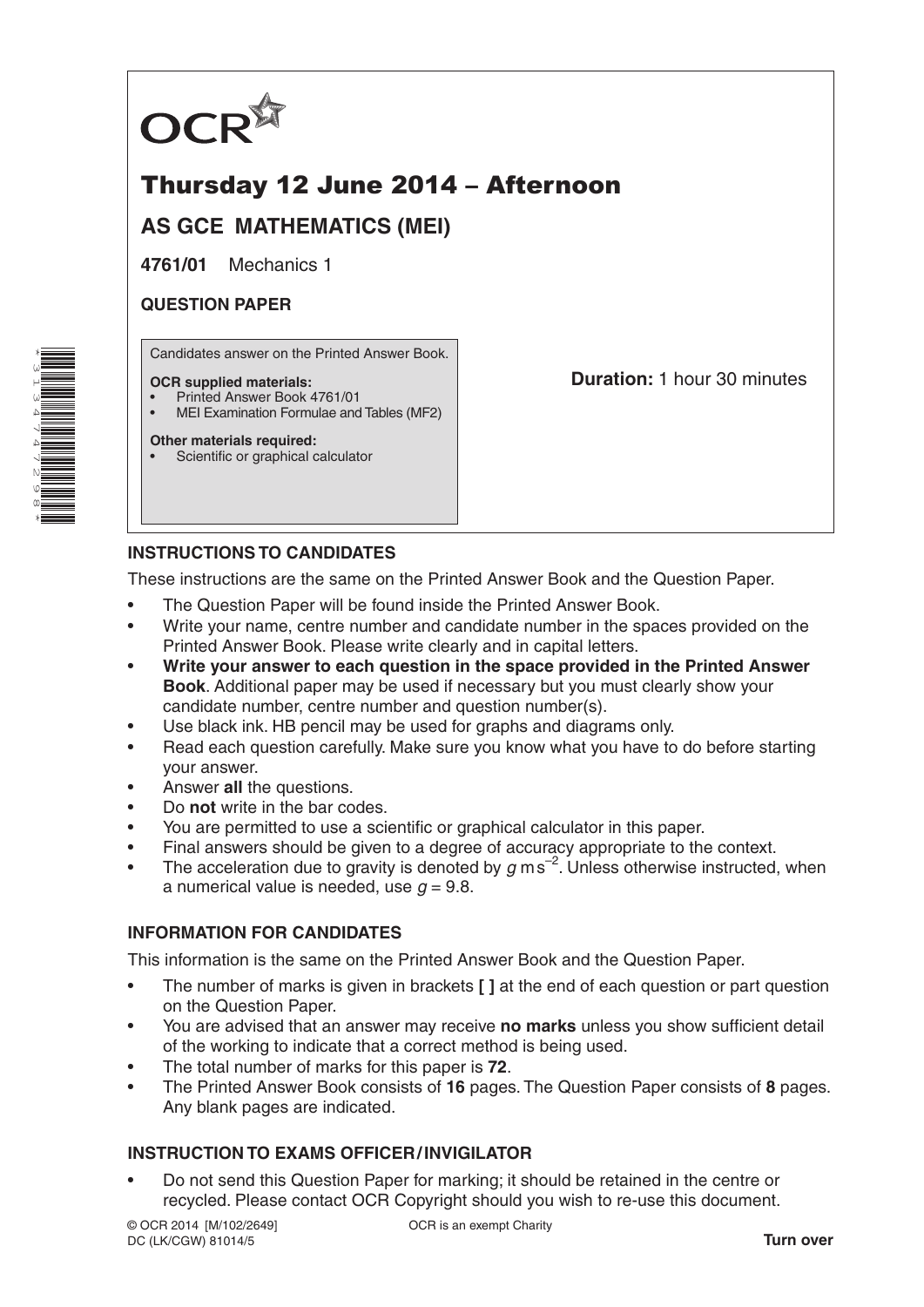OCR

# Thursday 12 June 2014 – Afternoon

## AS GCE MATHEMATICS (MEI)

**4761/01** Mechanics 1

**QUESTION PAPER**

Candidates answer on the Printed Answer Book.

**OCR supplied materials:**
- Printed Answer Book 4761/01
- MEI Examination Formulae and Tables (MF2)

**Other materials required:**
- Scientific or graphical calculator

**Duration:** 1 hour 30 minutes

### INSTRUCTIONS TO CANDIDATES

These instructions are the same on the Printed Answer Book and the Question Paper.

- The Question Paper will be found inside the Printed Answer Book.
- Write your name, centre number and candidate number in the spaces provided on the Printed Answer Book. Please write clearly and in capital letters.
- **Write your answer to each question in the space provided in the Printed Answer Book**. Additional paper may be used if necessary but you must clearly show your candidate number, centre number and question number(s).
- Use black ink. HB pencil may be used for graphs and diagrams only.
- Read each question carefully. Make sure you know what you have to do before starting your answer.
- Answer **all** the questions.
- Do **not** write in the bar codes.
- You are permitted to use a scientific or graphical calculator in this paper.
- Final answers should be given to a degree of accuracy appropriate to the context.
- The acceleration due to gravity is denoted by $g\,\text{m}\,\text{s}^{-2}$. Unless otherwise instructed, when a numerical value is needed, use $g = 9.8$.

### INFORMATION FOR CANDIDATES

This information is the same on the Printed Answer Book and the Question Paper.

- The number of marks is given in brackets **[ ]** at the end of each question or part question on the Question Paper.
- You are advised that an answer may receive **no marks** unless you show sufficient detail of the working to indicate that a correct method is being used.
- The total number of marks for this paper is **72**.
- The Printed Answer Book consists of **16** pages. The Question Paper consists of **8** pages. Any blank pages are indicated.

### INSTRUCTION TO EXAMS OFFICER / INVIGILATOR

- Do not send this Question Paper for marking; it should be retained in the centre or recycled. Please contact OCR Copyright should you wish to re-use this document.

© OCR 2014 [M/102/2649]
DC (LK/CGW) 81014/5

OCR is an exempt Charity

**Turn over**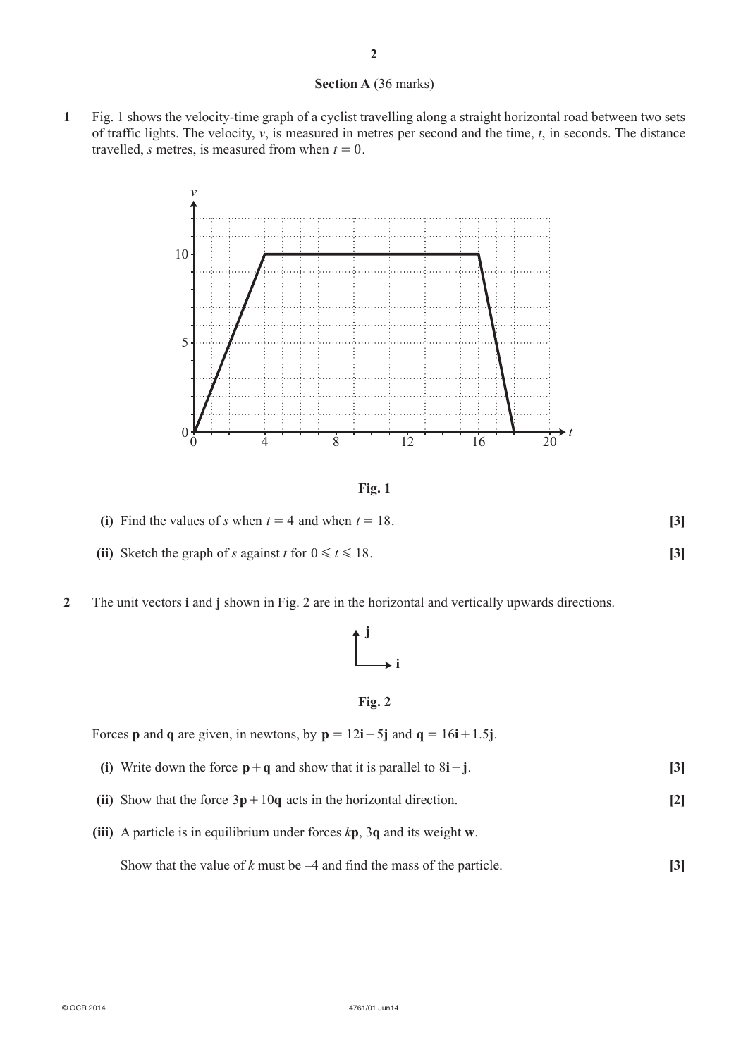## Section A (36 marks)

**1** Fig. 1 shows the velocity-time graph of a cyclist travelling along a straight horizontal road between two sets of traffic lights. The velocity, $v$, is measured in metres per second and the time, $t$, in seconds. The distance travelled, $s$ metres, is measured from when $t = 0$.

**Fig. 1**

**(i)** Find the values of $s$ when $t = 4$ and when $t = 18$. **[3]**

**(ii)** Sketch the graph of $s$ against $t$ for $0 \leqslant t \leqslant 18$. **[3]**

**2** The unit vectors **i** and **j** shown in Fig. 2 are in the horizontal and vertically upwards directions.

**Fig. 2**

Forces **p** and **q** are given, in newtons, by $\mathbf{p} = 12\mathbf{i} - 5\mathbf{j}$ and $\mathbf{q} = 16\mathbf{i} + 1.5\mathbf{j}$.

**(i)** Write down the force $\mathbf{p} + \mathbf{q}$ and show that it is parallel to $8\mathbf{i} - \mathbf{j}$. **[3]**

**(ii)** Show that the force $3\mathbf{p} + 10\mathbf{q}$ acts in the horizontal direction. **[2]**

**(iii)** A particle is in equilibrium under forces $k\mathbf{p}$, $3\mathbf{q}$ and its weight $\mathbf{w}$.

Show that the value of $k$ must be –4 and find the mass of the particle. **[3]**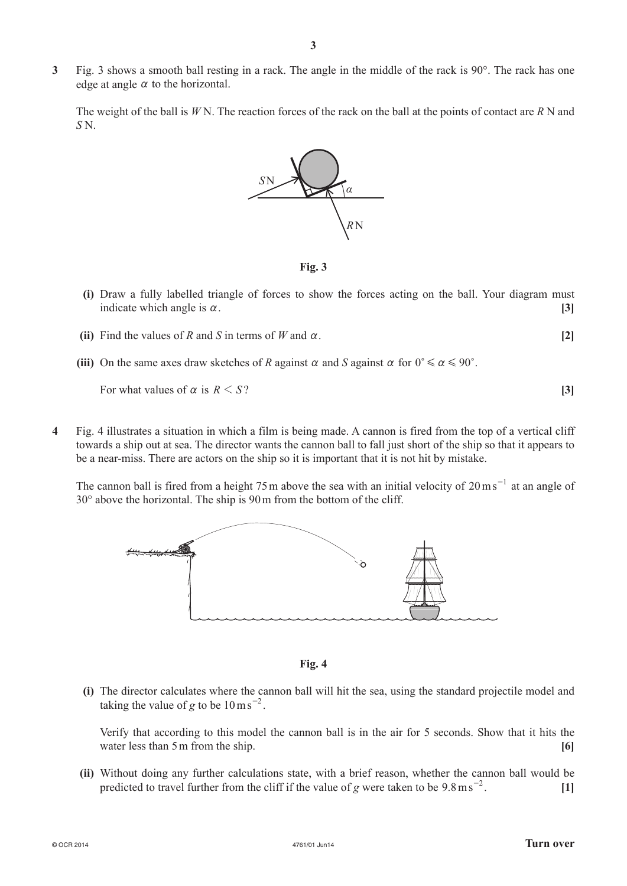**3** Fig. 3 shows a smooth ball resting in a rack. The angle in the middle of the rack is 90°. The rack has one edge at angle $\alpha$ to the horizontal.

The weight of the ball is $W$ N. The reaction forces of the rack on the ball at the points of contact are $R$ N and $S$ N.

**Fig. 3**

**(i)** Draw a fully labelled triangle of forces to show the forces acting on the ball. Your diagram must indicate which angle is $\alpha$. **[3]**

**(ii)** Find the values of $R$ and $S$ in terms of $W$ and $\alpha$. **[2]**

**(iii)** On the same axes draw sketches of $R$ against $\alpha$ and $S$ against $\alpha$ for $0° \leqslant \alpha \leqslant 90°$.

For what values of $\alpha$ is $R < S$? **[3]**

**4** Fig. 4 illustrates a situation in which a film is being made. A cannon is fired from the top of a vertical cliff towards a ship out at sea. The director wants the cannon ball to fall just short of the ship so that it appears to be a near-miss. There are actors on the ship so it is important that it is not hit by mistake.

The cannon ball is fired from a height 75 m above the sea with an initial velocity of $20\,\text{m s}^{-1}$ at an angle of 30° above the horizontal. The ship is 90 m from the bottom of the cliff.

**Fig. 4**

**(i)** The director calculates where the cannon ball will hit the sea, using the standard projectile model and taking the value of $g$ to be $10\,\text{m s}^{-2}$.

Verify that according to this model the cannon ball is in the air for 5 seconds. Show that it hits the water less than 5 m from the ship. **[6]**

**(ii)** Without doing any further calculations state, with a brief reason, whether the cannon ball would be predicted to travel further from the cliff if the value of $g$ were taken to be $9.8\,\text{m s}^{-2}$. **[1]**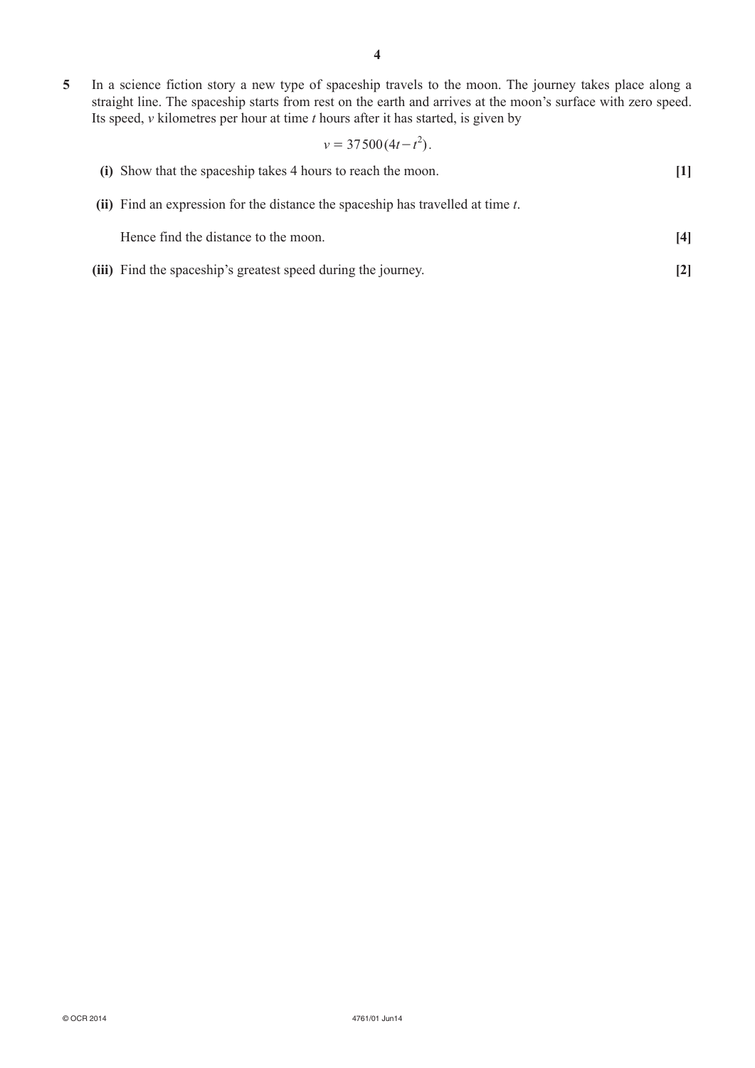**5** In a science fiction story a new type of spaceship travels to the moon. The journey takes place along a straight line. The spaceship starts from rest on the earth and arrives at the moon's surface with zero speed. Its speed, $v$ kilometres per hour at time $t$ hours after it has started, is given by

$$v = 37\,500(4t - t^2).$$

**(i)** Show that the spaceship takes 4 hours to reach the moon. **[1]**

**(ii)** Find an expression for the distance the spaceship has travelled at time $t$.

Hence find the distance to the moon. **[4]**

**(iii)** Find the spaceship's greatest speed during the journey. **[2]**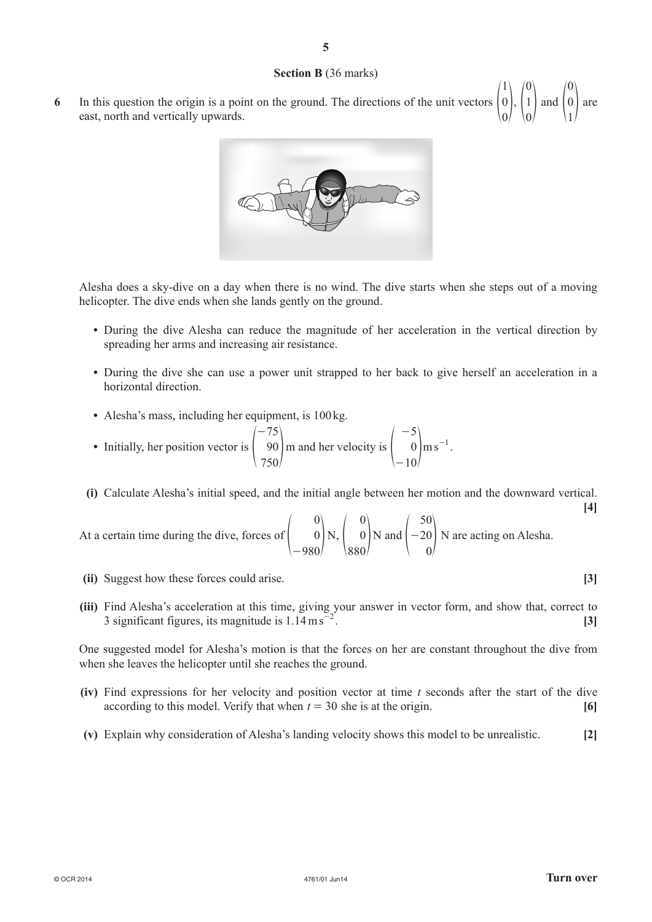## Section B (36 marks)

**6** In this question the origin is a point on the ground. The directions of the unit vectors $\begin{pmatrix}1\\0\\0\end{pmatrix}$, $\begin{pmatrix}0\\1\\0\end{pmatrix}$ and $\begin{pmatrix}0\\0\\1\end{pmatrix}$ are east, north and vertically upwards.

Alesha does a sky-dive on a day when there is no wind. The dive starts when she steps out of a moving helicopter. The dive ends when she lands gently on the ground.

- During the dive Alesha can reduce the magnitude of her acceleration in the vertical direction by spreading her arms and increasing air resistance.
- During the dive she can use a power unit strapped to her back to give herself an acceleration in a horizontal direction.
- Alesha's mass, including her equipment, is 100 kg.
- Initially, her position vector is $\begin{pmatrix}-75\\90\\750\end{pmatrix}$ m and her velocity is $\begin{pmatrix}-5\\0\\-10\end{pmatrix}\text{m s}^{-1}$.

**(i)** Calculate Alesha's initial speed, and the initial angle between her motion and the downward vertical. **[4]**

At a certain time during the dive, forces of $\begin{pmatrix}0\\0\\-980\end{pmatrix}$ N, $\begin{pmatrix}0\\0\\880\end{pmatrix}$ N and $\begin{pmatrix}50\\-20\\0\end{pmatrix}$ N are acting on Alesha.

**(ii)** Suggest how these forces could arise. **[3]**

**(iii)** Find Alesha's acceleration at this time, giving your answer in vector form, and show that, correct to 3 significant figures, its magnitude is $1.14\,\text{m s}^{-2}$. **[3]**

One suggested model for Alesha's motion is that the forces on her are constant throughout the dive from when she leaves the helicopter until she reaches the ground.

**(iv)** Find expressions for her velocity and position vector at time $t$ seconds after the start of the dive according to this model. Verify that when $t = 30$ she is at the origin. **[6]**

**(v)** Explain why consideration of Alesha's landing velocity shows this model to be unrealistic. **[2]**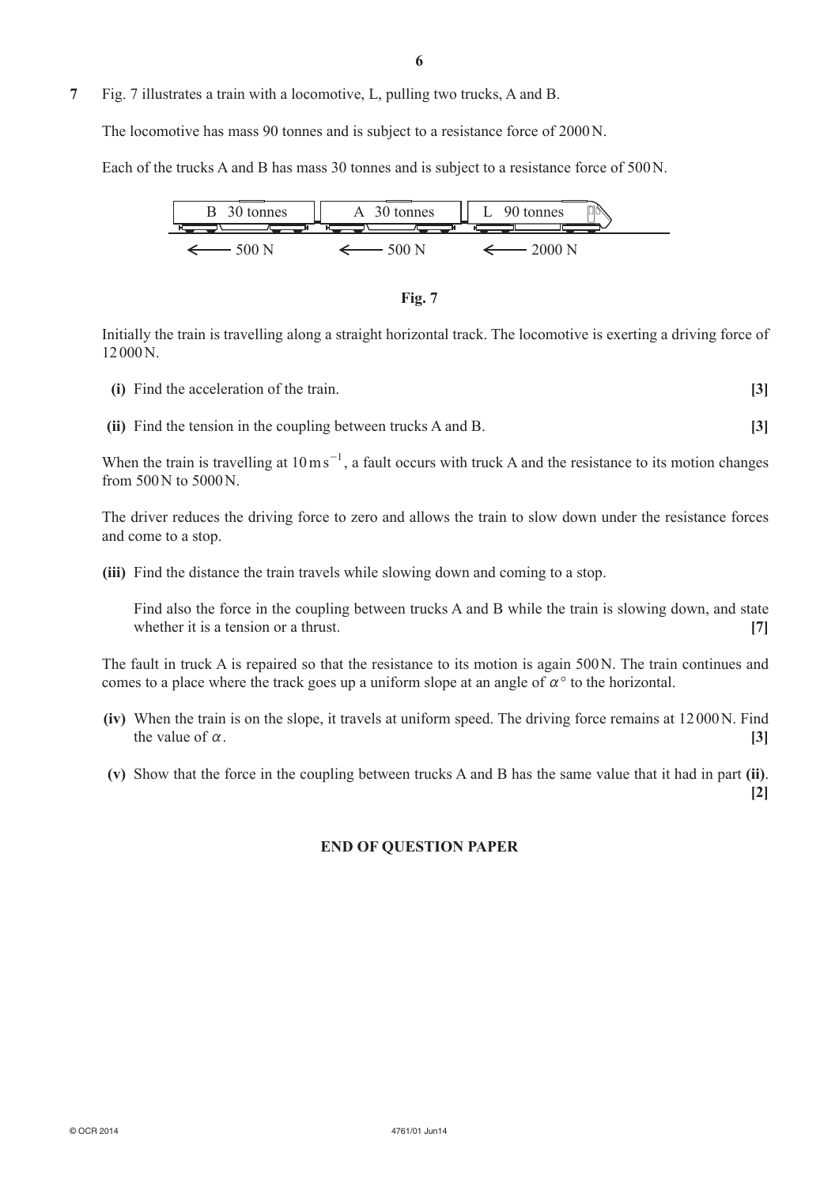**7** Fig. 7 illustrates a train with a locomotive, L, pulling two trucks, A and B.

The locomotive has mass 90 tonnes and is subject to a resistance force of 2000 N.

Each of the trucks A and B has mass 30 tonnes and is subject to a resistance force of 500 N.

B 30 tonnes A 30 tonnes L 90 tonnes

⟵ 500 N ⟵ 500 N ⟵ 2000 N

**Fig. 7**

Initially the train is travelling along a straight horizontal track. The locomotive is exerting a driving force of 12 000 N.

**(i)** Find the acceleration of the train. **[3]**

**(ii)** Find the tension in the coupling between trucks A and B. **[3]**

When the train is travelling at $10\,\text{m s}^{-1}$, a fault occurs with truck A and the resistance to its motion changes from 500 N to 5000 N.

The driver reduces the driving force to zero and allows the train to slow down under the resistance forces and come to a stop.

**(iii)** Find the distance the train travels while slowing down and coming to a stop.

Find also the force in the coupling between trucks A and B while the train is slowing down, and state whether it is a tension or a thrust. **[7]**

The fault in truck A is repaired so that the resistance to its motion is again 500 N. The train continues and comes to a place where the track goes up a uniform slope at an angle of $\alpha°$ to the horizontal.

**(iv)** When the train is on the slope, it travels at uniform speed. The driving force remains at 12 000 N. Find the value of $\alpha$. **[3]**

**(v)** Show that the force in the coupling between trucks A and B has the same value that it had in part **(ii)**. **[2]**

**END OF QUESTION PAPER**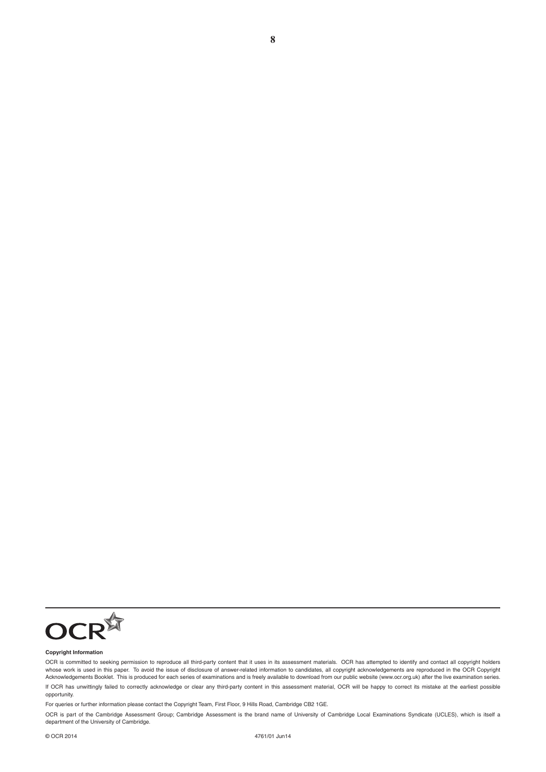**Copyright Information**

OCR is committed to seeking permission to reproduce all third-party content that it uses in its assessment materials. OCR has attempted to identify and contact all copyright holders whose work is used in this paper. To avoid the issue of disclosure of answer-related information to candidates, all copyright acknowledgements are reproduced in the OCR Copyright Acknowledgements Booklet. This is produced for each series of examinations and is freely available to download from our public website (www.ocr.org.uk) after the live examination series.

If OCR has unwittingly failed to correctly acknowledge or clear any third-party content in this assessment material, OCR will be happy to correct its mistake at the earliest possible opportunity.

For queries or further information please contact the Copyright Team, First Floor, 9 Hills Road, Cambridge CB2 1GE.

OCR is part of the Cambridge Assessment Group; Cambridge Assessment is the brand name of University of Cambridge Local Examinations Syndicate (UCLES), which is itself a department of the University of Cambridge.

© OCR 2014 4761/01 Jun14